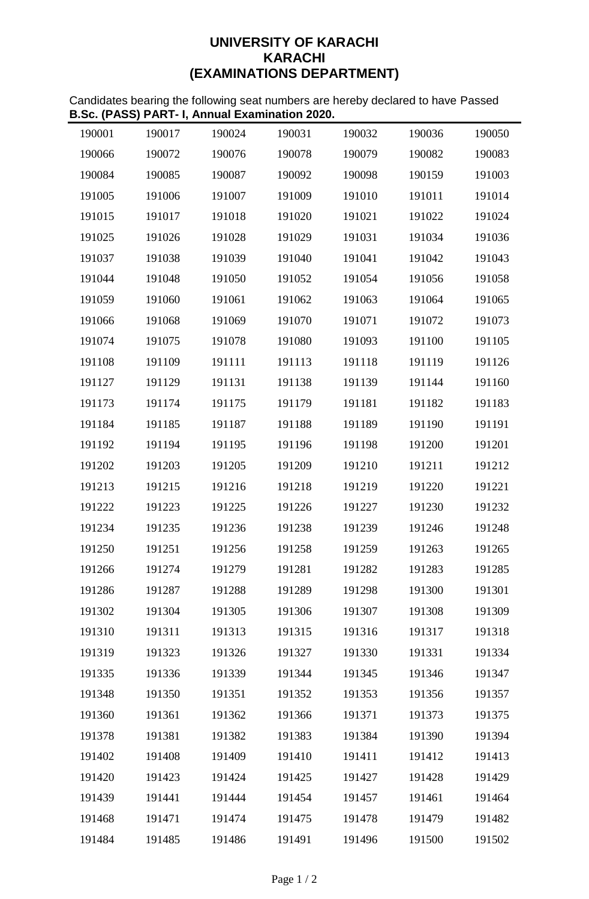# UNIVERSITY OF KARACHI
## KARACHI
## (EXAMINATIONS DEPARTMENT)

Candidates bearing the following seat numbers are hereby declared to have Passed **B.Sc. (PASS) PART- I, Annual Examination 2020.**

| | | | | | | |
|---|---|---|---|---|---|---|
| 190001 | 190017 | 190024 | 190031 | 190032 | 190036 | 190050 |
| 190066 | 190072 | 190076 | 190078 | 190079 | 190082 | 190083 |
| 190084 | 190085 | 190087 | 190092 | 190098 | 190159 | 191003 |
| 191005 | 191006 | 191007 | 191009 | 191010 | 191011 | 191014 |
| 191015 | 191017 | 191018 | 191020 | 191021 | 191022 | 191024 |
| 191025 | 191026 | 191028 | 191029 | 191031 | 191034 | 191036 |
| 191037 | 191038 | 191039 | 191040 | 191041 | 191042 | 191043 |
| 191044 | 191048 | 191050 | 191052 | 191054 | 191056 | 191058 |
| 191059 | 191060 | 191061 | 191062 | 191063 | 191064 | 191065 |
| 191066 | 191068 | 191069 | 191070 | 191071 | 191072 | 191073 |
| 191074 | 191075 | 191078 | 191080 | 191093 | 191100 | 191105 |
| 191108 | 191109 | 191111 | 191113 | 191118 | 191119 | 191126 |
| 191127 | 191129 | 191131 | 191138 | 191139 | 191144 | 191160 |
| 191173 | 191174 | 191175 | 191179 | 191181 | 191182 | 191183 |
| 191184 | 191185 | 191187 | 191188 | 191189 | 191190 | 191191 |
| 191192 | 191194 | 191195 | 191196 | 191198 | 191200 | 191201 |
| 191202 | 191203 | 191205 | 191209 | 191210 | 191211 | 191212 |
| 191213 | 191215 | 191216 | 191218 | 191219 | 191220 | 191221 |
| 191222 | 191223 | 191225 | 191226 | 191227 | 191230 | 191232 |
| 191234 | 191235 | 191236 | 191238 | 191239 | 191246 | 191248 |
| 191250 | 191251 | 191256 | 191258 | 191259 | 191263 | 191265 |
| 191266 | 191274 | 191279 | 191281 | 191282 | 191283 | 191285 |
| 191286 | 191287 | 191288 | 191289 | 191298 | 191300 | 191301 |
| 191302 | 191304 | 191305 | 191306 | 191307 | 191308 | 191309 |
| 191310 | 191311 | 191313 | 191315 | 191316 | 191317 | 191318 |
| 191319 | 191323 | 191326 | 191327 | 191330 | 191331 | 191334 |
| 191335 | 191336 | 191339 | 191344 | 191345 | 191346 | 191347 |
| 191348 | 191350 | 191351 | 191352 | 191353 | 191356 | 191357 |
| 191360 | 191361 | 191362 | 191366 | 191371 | 191373 | 191375 |
| 191378 | 191381 | 191382 | 191383 | 191384 | 191390 | 191394 |
| 191402 | 191408 | 191409 | 191410 | 191411 | 191412 | 191413 |
| 191420 | 191423 | 191424 | 191425 | 191427 | 191428 | 191429 |
| 191439 | 191441 | 191444 | 191454 | 191457 | 191461 | 191464 |
| 191468 | 191471 | 191474 | 191475 | 191478 | 191479 | 191482 |
| 191484 | 191485 | 191486 | 191491 | 191496 | 191500 | 191502 |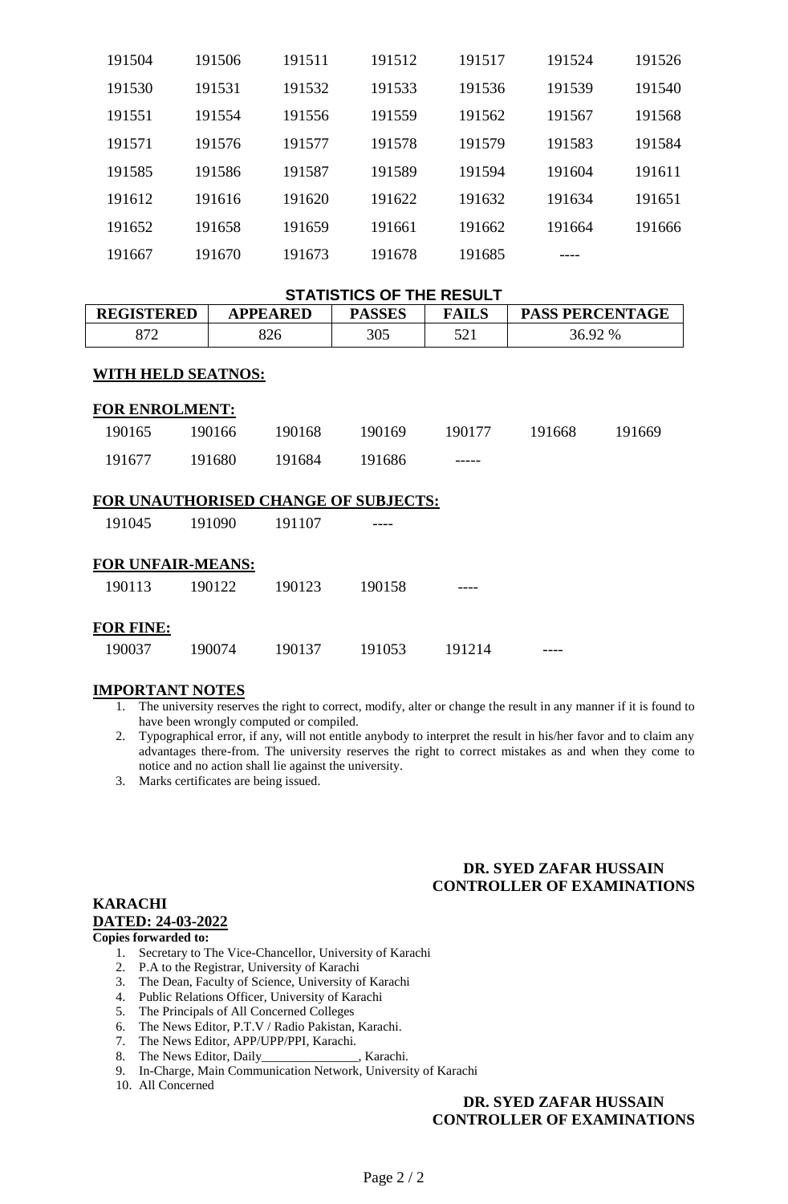| | | | | | | |
|---|---|---|---|---|---|---|
| 191504 | 191506 | 191511 | 191512 | 191517 | 191524 | 191526 |
| 191530 | 191531 | 191532 | 191533 | 191536 | 191539 | 191540 |
| 191551 | 191554 | 191556 | 191559 | 191562 | 191567 | 191568 |
| 191571 | 191576 | 191577 | 191578 | 191579 | 191583 | 191584 |
| 191585 | 191586 | 191587 | 191589 | 191594 | 191604 | 191611 |
| 191612 | 191616 | 191620 | 191622 | 191632 | 191634 | 191651 |
| 191652 | 191658 | 191659 | 191661 | 191662 | 191664 | 191666 |
| 191667 | 191670 | 191673 | 191678 | 191685 | ---- | |

**STATISTICS OF THE RESULT**

| REGISTERED | APPEARED | PASSES | FAILS | PASS PERCENTAGE |
|---|---|---|---|---|
| 872 | 826 | 305 | 521 | 36.92 % |

**WITH HELD SEATNOS:**

**FOR ENROLMENT:**

| | | | | | | |
|---|---|---|---|---|---|---|
| 190165 | 190166 | 190168 | 190169 | 190177 | 191668 | 191669 |
| 191677 | 191680 | 191684 | 191686 | ----- | | |

**FOR UNAUTHORISED CHANGE OF SUBJECTS:**

| | | | |
|---|---|---|---|
| 191045 | 191090 | 191107 | ---- |

**FOR UNFAIR-MEANS:**

| | | | | |
|---|---|---|---|---|
| 190113 | 190122 | 190123 | 190158 | ---- |

**FOR FINE:**

| | | | | | |
|---|---|---|---|---|---|
| 190037 | 190074 | 190137 | 191053 | 191214 | ---- |

**IMPORTANT NOTES**

1. The university reserves the right to correct, modify, alter or change the result in any manner if it is found to have been wrongly computed or compiled.
2. Typographical error, if any, will not entitle anybody to interpret the result in his/her favor and to claim any advantages there-from. The university reserves the right to correct mistakes as and when they come to notice and no action shall lie against the university.
3. Marks certificates are being issued.

**DR. SYED ZAFAR HUSSAIN**
**CONTROLLER OF EXAMINATIONS**

**KARACHI**
**DATED: 24-03-2022**

**Copies forwarded to:**

1. Secretary to The Vice-Chancellor, University of Karachi
2. P.A to the Registrar, University of Karachi
3. The Dean, Faculty of Science, University of Karachi
4. Public Relations Officer, University of Karachi
5. The Principals of All Concerned Colleges
6. The News Editor, P.T.V / Radio Pakistan, Karachi.
7. The News Editor, APP/UPP/PPI, Karachi.
8. The News Editor, Daily_______________, Karachi.
9. In-Charge, Main Communication Network, University of Karachi
10. All Concerned

**DR. SYED ZAFAR HUSSAIN**
**CONTROLLER OF EXAMINATIONS**